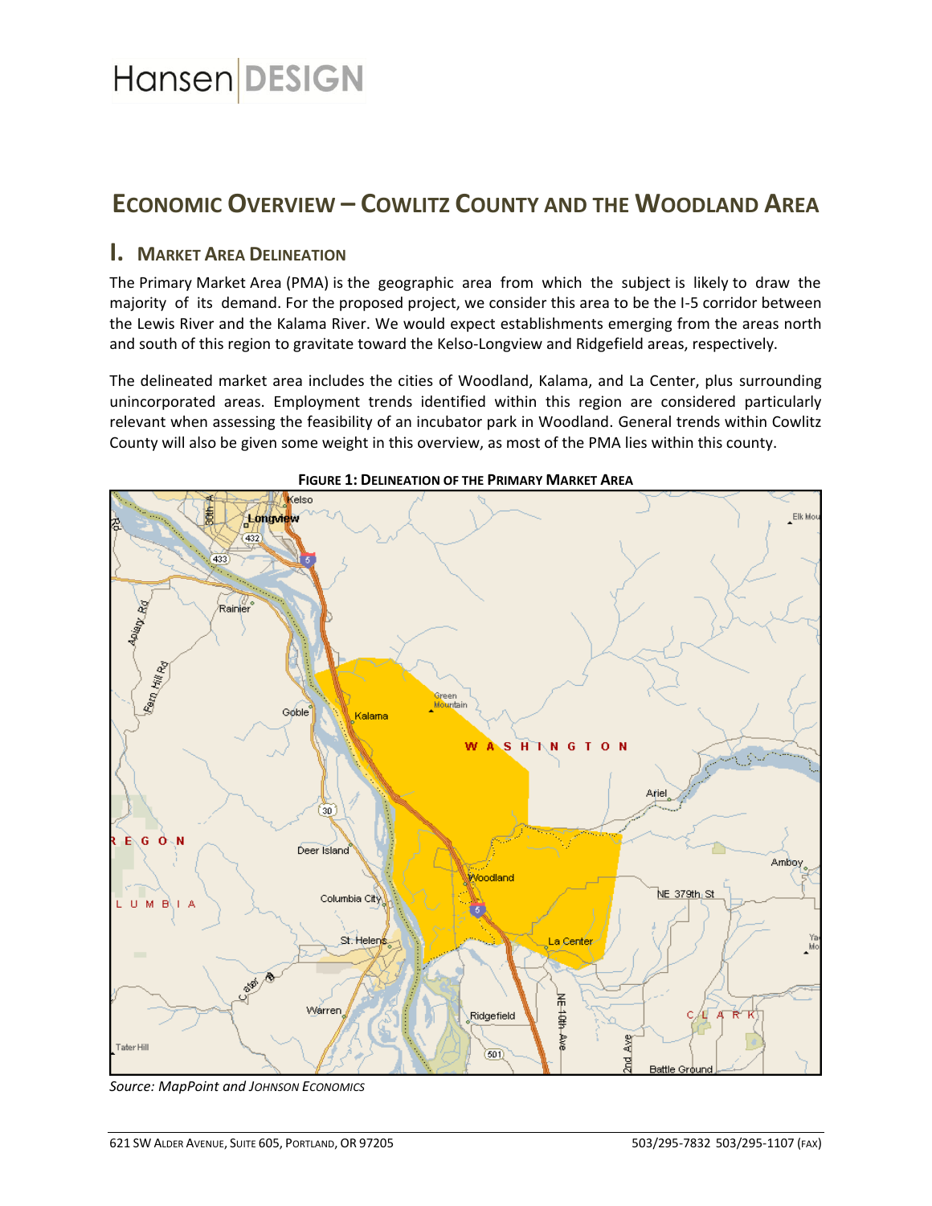# ECONOMIC OVERVIEW – COWLITZ COUNTY AND THE WOODLAND AREA

## I. MARKET AREA DELINEATION

The Primary Market Area (PMA) is the geographic area from which the subject is likely to draw the majority of its demand. For the proposed project, we consider this area to be the I-5 corridor between the Lewis River and the Kalama River. We would expect establishments emerging from the areas north and south of this region to gravitate toward the Kelso-Longview and Ridgefield areas, respectively.

The delineated market area includes the cities of Woodland, Kalama, and La Center, plus surrounding unincorporated areas. Employment trends identified within this region are considered particularly relevant when assessing the feasibility of an incubator park in Woodland. General trends within Cowlitz County will also be given some weight in this overview, as most of the PMA lies within this county.

**FIGURE 1: DELINEATION OF THE PRIMARY MARKET AREA**

Kelso
Longview
Rainier
Goble
Kalama
Green Mountain
WASHINGTON
Ariel
OREGON
Deer Island
Woodland
Amboy
COLUMBIA
Columbia City
NE 379th St
St. Helens
La Center
Warren
Ridgefield
CLARK
Tater Hill
Battle Ground

*Source: MapPoint and JOHNSON ECONOMICS*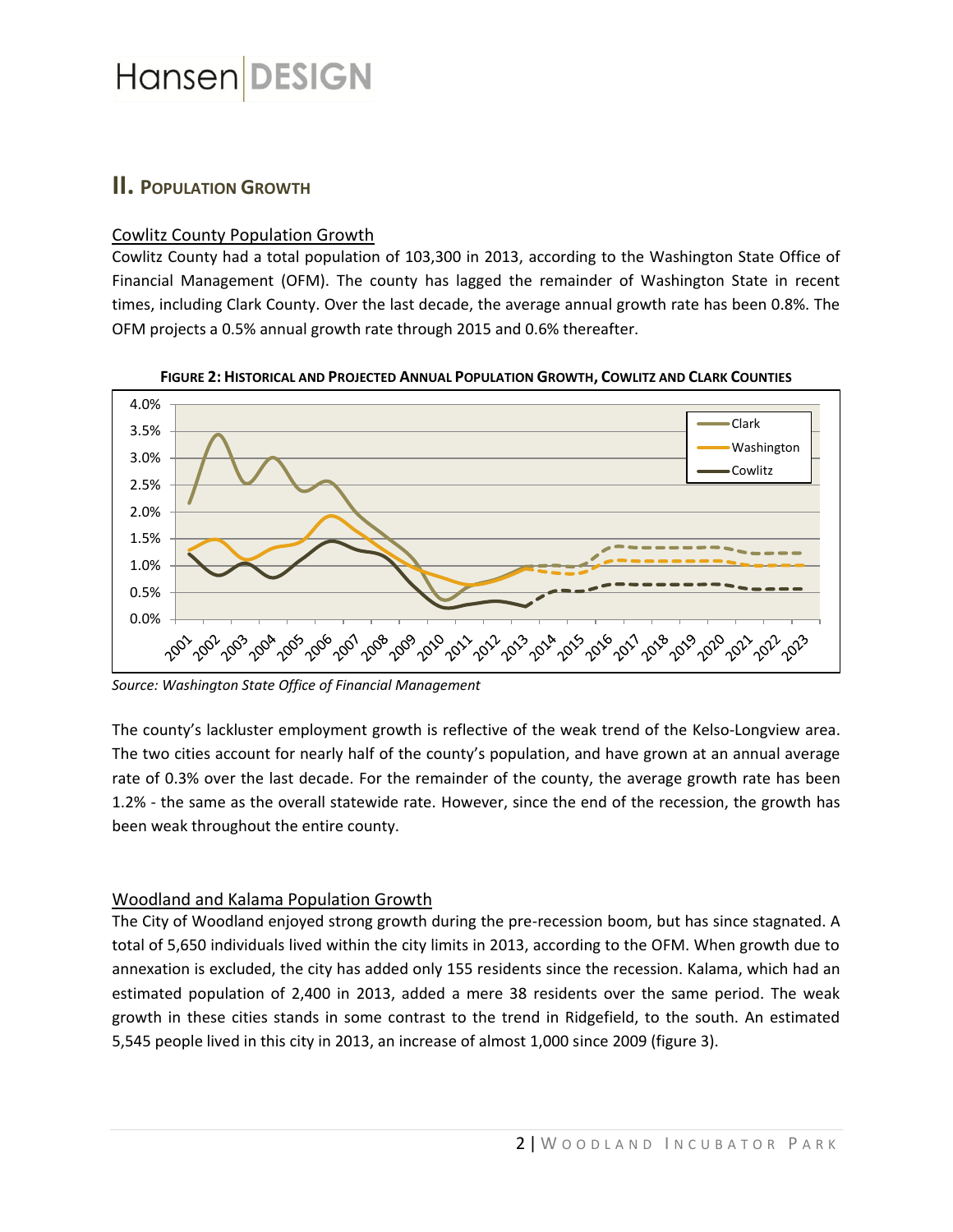## II. Population Growth

Cowlitz County Population Growth

Cowlitz County had a total population of 103,300 in 2013, according to the Washington State Office of Financial Management (OFM). The county has lagged the remainder of Washington State in recent times, including Clark County. Over the last decade, the average annual growth rate has been 0.8%. The OFM projects a 0.5% annual growth rate through 2015 and 0.6% thereafter.

**Figure 2: Historical and Projected Annual Population Growth, Cowlitz and Clark Counties**

4.0%
3.5%
3.0%
2.5%
2.0%
1.5%
1.0%
0.5%
0.0%

2001 2002 2003 2004 2005 2006 2007 2008 2009 2010 2011 2012 2013 2014 2015 2016 2017 2018 2019 2020 2021 2022 2023

Clark
Washington
Cowlitz

*Source: Washington State Office of Financial Management*

The county's lackluster employment growth is reflective of the weak trend of the Kelso-Longview area. The two cities account for nearly half of the county's population, and have grown at an annual average rate of 0.3% over the last decade. For the remainder of the county, the average growth rate has been 1.2% - the same as the overall statewide rate. However, since the end of the recession, the growth has been weak throughout the entire county.

Woodland and Kalama Population Growth

The City of Woodland enjoyed strong growth during the pre-recession boom, but has since stagnated. A total of 5,650 individuals lived within the city limits in 2013, according to the OFM. When growth due to annexation is excluded, the city has added only 155 residents since the recession. Kalama, which had an estimated population of 2,400 in 2013, added a mere 38 residents over the same period. The weak growth in these cities stands in some contrast to the trend in Ridgefield, to the south. An estimated 5,545 people lived in this city in 2013, an increase of almost 1,000 since 2009 (figure 3).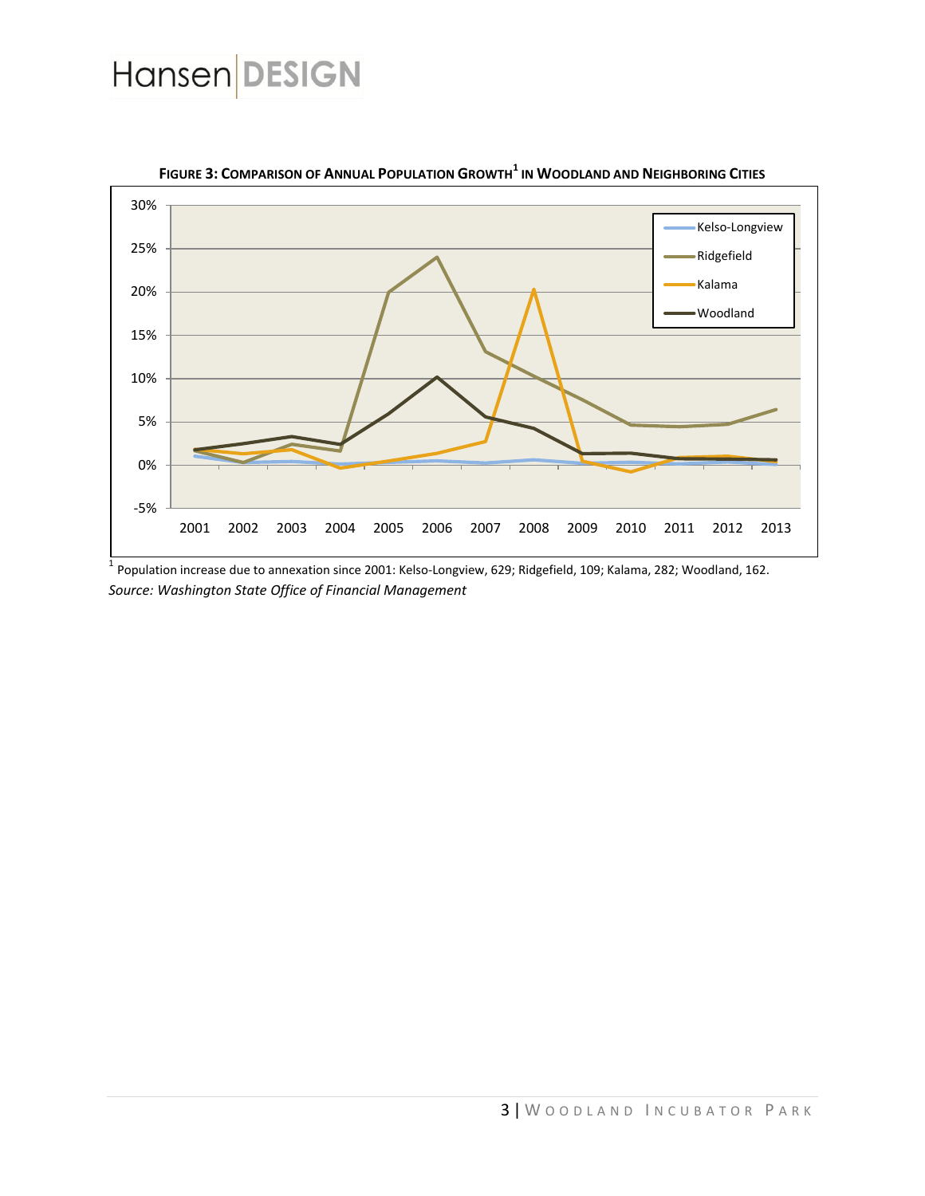**FIGURE 3: COMPARISON OF ANNUAL POPULATION GROWTH[1] IN WOODLAND AND NEIGHBORING CITIES**

30%
25%
20%
15%
10%
5%
0%
-5%

2001 2002 2003 2004 2005 2006 2007 2008 2009 2010 2011 2012 2013

Kelso-Longview
Ridgefield
Kalama
Woodland

[1] Population increase due to annexation since 2001: Kelso-Longview, 629; Ridgefield, 109; Kalama, 282; Woodland, 162.

*Source: Washington State Office of Financial Management*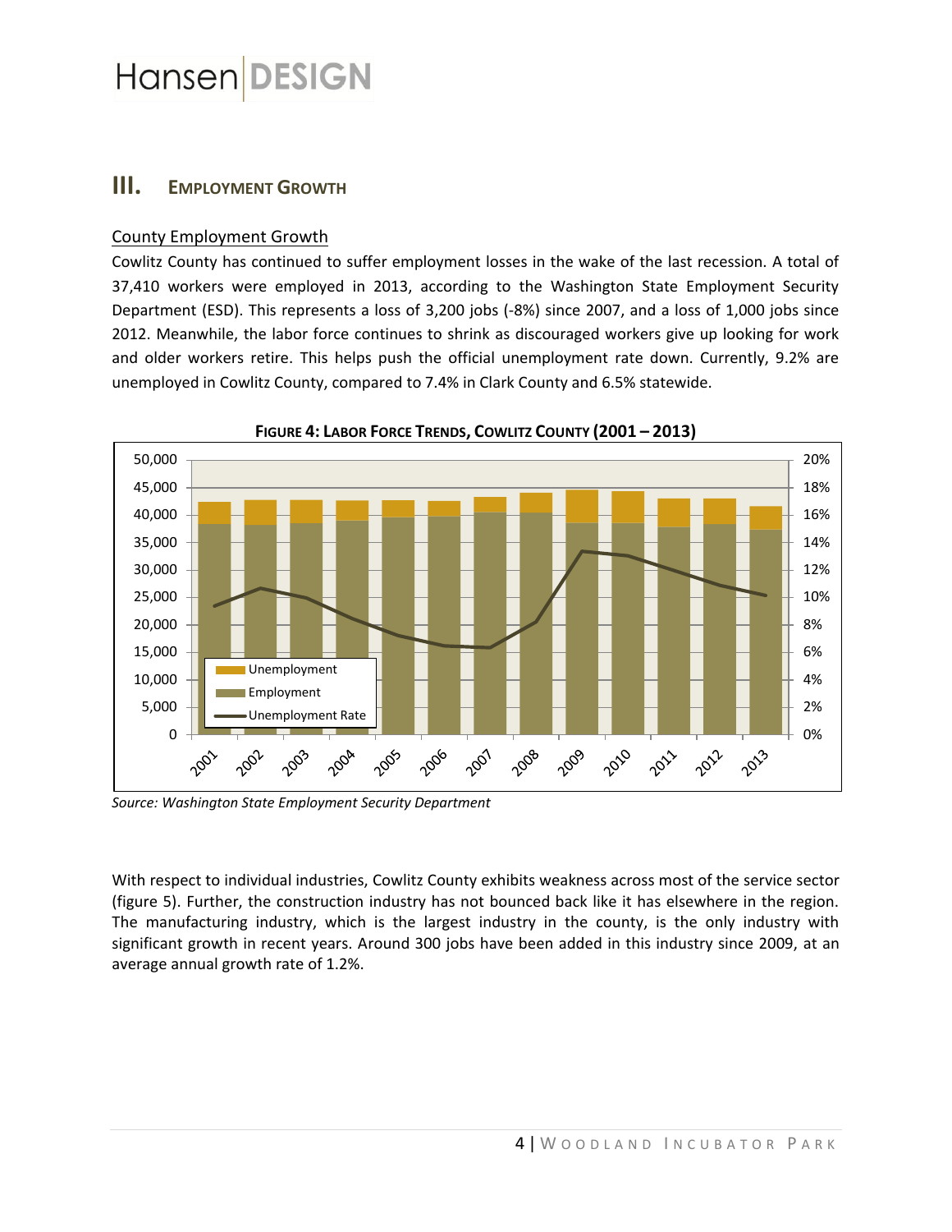## III. Employment Growth

### County Employment Growth

Cowlitz County has continued to suffer employment losses in the wake of the last recession. A total of 37,410 workers were employed in 2013, according to the Washington State Employment Security Department (ESD). This represents a loss of 3,200 jobs (-8%) since 2007, and a loss of 1,000 jobs since 2012. Meanwhile, the labor force continues to shrink as discouraged workers give up looking for work and older workers retire. This helps push the official unemployment rate down. Currently, 9.2% are unemployed in Cowlitz County, compared to 7.4% in Clark County and 6.5% statewide.

**Figure 4: Labor Force Trends, Cowlitz County (2001 – 2013)**

50,000
45,000
40,000
35,000
30,000
25,000
20,000
15,000
10,000
5,000
0

20%
18%
16%
14%
12%
10%
8%
6%
4%
2%
0%

2001
2002
2003
2004
2005
2006
2007
2008
2009
2010
2011
2012
2013

Unemployment
Employment
Unemployment Rate

*Source: Washington State Employment Security Department*

With respect to individual industries, Cowlitz County exhibits weakness across most of the service sector (figure 5). Further, the construction industry has not bounced back like it has elsewhere in the region. The manufacturing industry, which is the largest industry in the county, is the only industry with significant growth in recent years. Around 300 jobs have been added in this industry since 2009, at an average annual growth rate of 1.2%.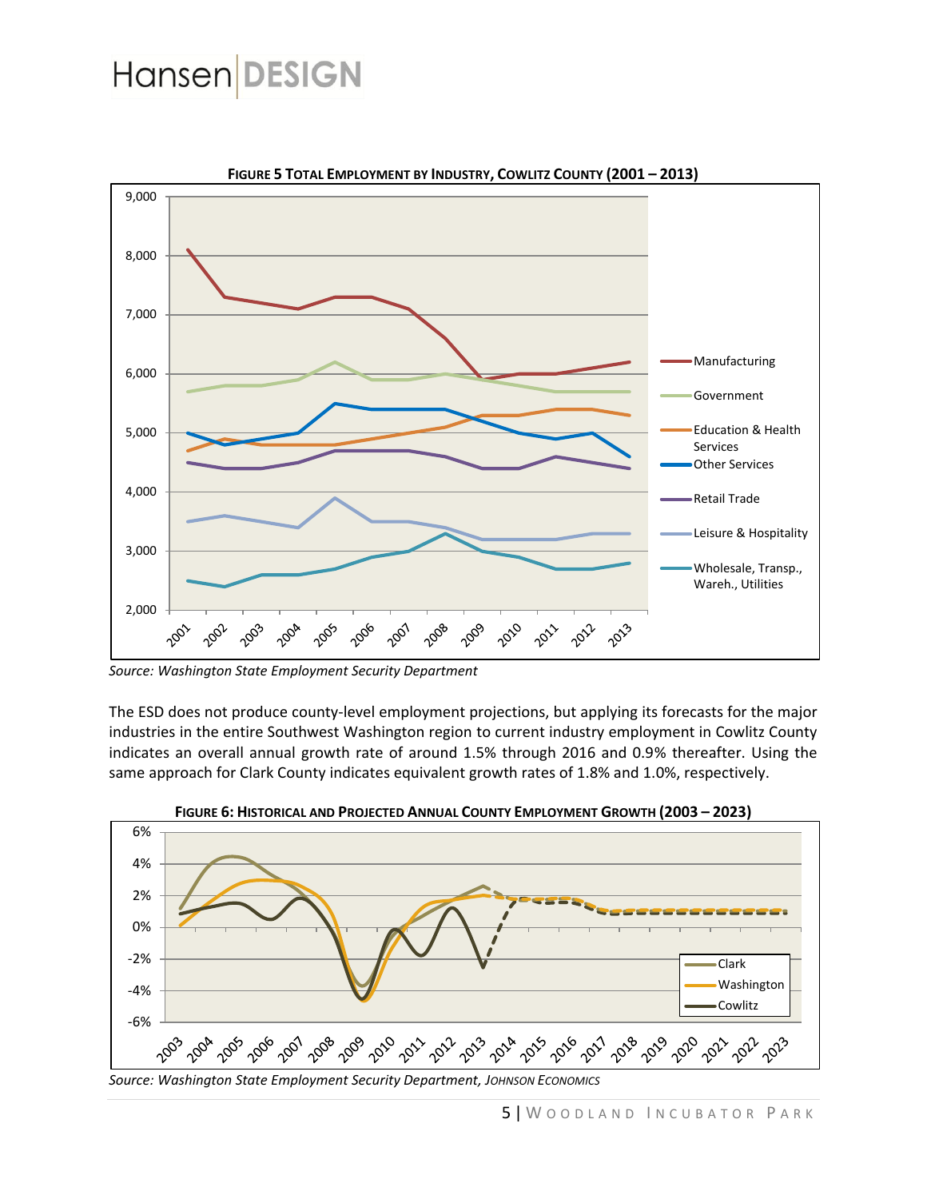**FIGURE 5 TOTAL EMPLOYMENT BY INDUSTRY, COWLITZ COUNTY (2001 – 2013)**

*Source: Washington State Employment Security Department*

The ESD does not produce county-level employment projections, but applying its forecasts for the major industries in the entire Southwest Washington region to current industry employment in Cowlitz County indicates an overall annual growth rate of around 1.5% through 2016 and 0.9% thereafter. Using the same approach for Clark County indicates equivalent growth rates of 1.8% and 1.0%, respectively.

**FIGURE 6: HISTORICAL AND PROJECTED ANNUAL COUNTY EMPLOYMENT GROWTH (2003 – 2023)**

*Source: Washington State Employment Security Department, Johnson Economics*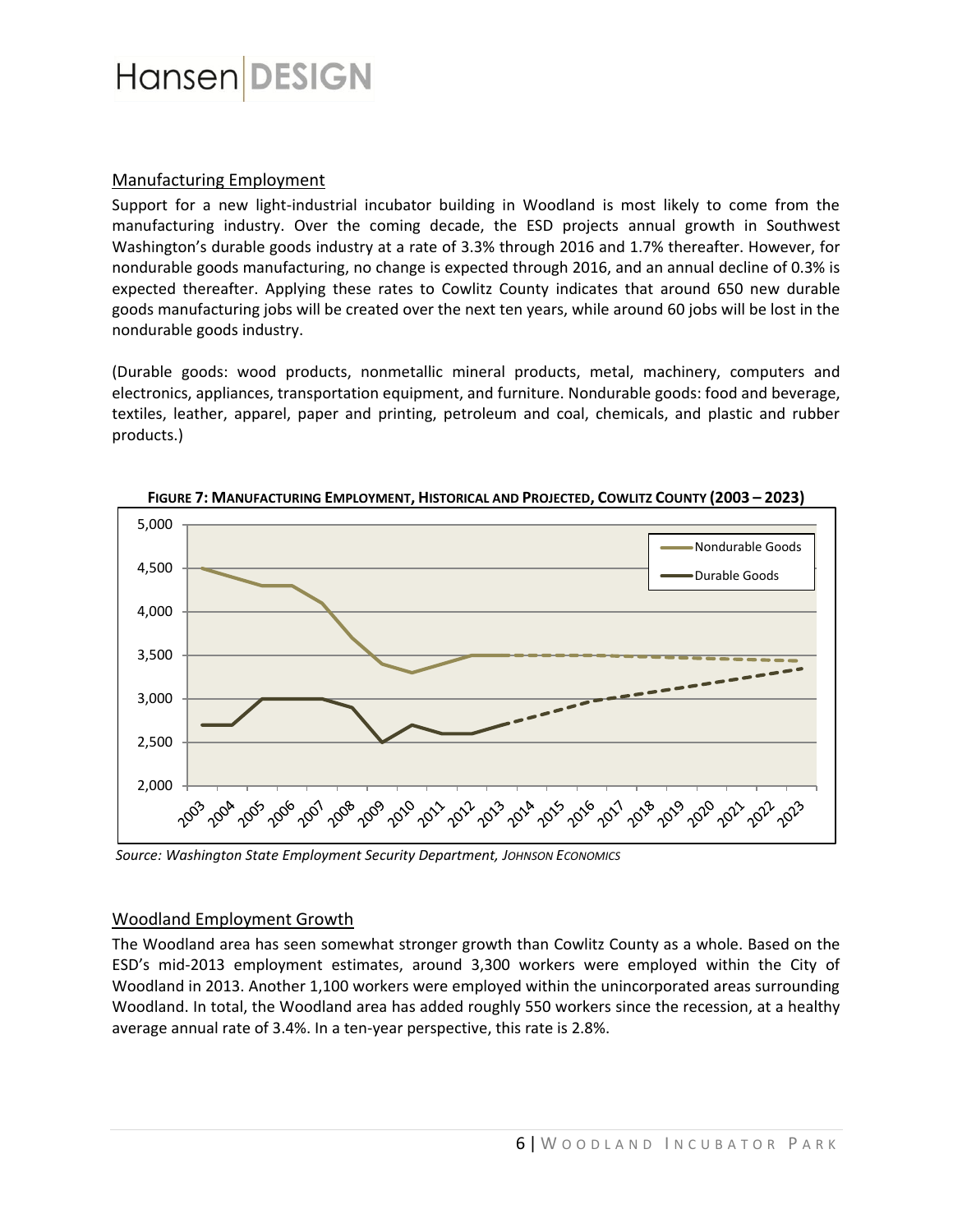## Manufacturing Employment

Support for a new light-industrial incubator building in Woodland is most likely to come from the manufacturing industry. Over the coming decade, the ESD projects annual growth in Southwest Washington's durable goods industry at a rate of 3.3% through 2016 and 1.7% thereafter. However, for nondurable goods manufacturing, no change is expected through 2016, and an annual decline of 0.3% is expected thereafter. Applying these rates to Cowlitz County indicates that around 650 new durable goods manufacturing jobs will be created over the next ten years, while around 60 jobs will be lost in the nondurable goods industry.

(Durable goods: wood products, nonmetallic mineral products, metal, machinery, computers and electronics, appliances, transportation equipment, and furniture. Nondurable goods: food and beverage, textiles, leather, apparel, paper and printing, petroleum and coal, chemicals, and plastic and rubber products.)

**FIGURE 7: MANUFACTURING EMPLOYMENT, HISTORICAL AND PROJECTED, COWLITZ COUNTY (2003 – 2023)**

Nondurable Goods
Durable Goods

5,000
4,500
4,000
3,500
3,000
2,500
2,000

2003 2004 2005 2006 2007 2008 2009 2010 2011 2012 2013 2014 2015 2016 2017 2018 2019 2020 2021 2022 2023

*Source: Washington State Employment Security Department, Johnson Economics*

## Woodland Employment Growth

The Woodland area has seen somewhat stronger growth than Cowlitz County as a whole. Based on the ESD's mid-2013 employment estimates, around 3,300 workers were employed within the City of Woodland in 2013. Another 1,100 workers were employed within the unincorporated areas surrounding Woodland. In total, the Woodland area has added roughly 550 workers since the recession, at a healthy average annual rate of 3.4%. In a ten-year perspective, this rate is 2.8%.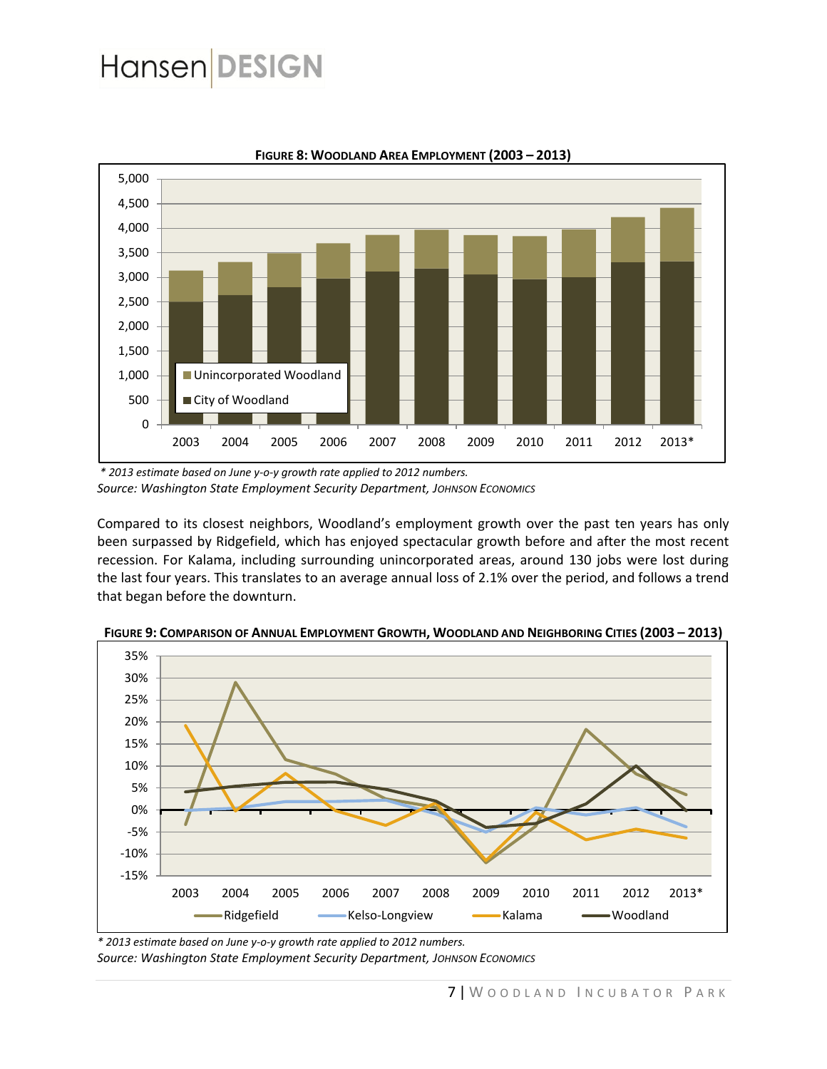**FIGURE 8: WOODLAND AREA EMPLOYMENT (2003 – 2013)**

5,000
4,500
4,000
3,500
3,000
2,500
2,000
1,500
1,000
500
0

2003 2004 2005 2006 2007 2008 2009 2010 2011 2012 2013*

Unincorporated Woodland
City of Woodland

*\* 2013 estimate based on June y-o-y growth rate applied to 2012 numbers.*
*Source: Washington State Employment Security Department, JOHNSON ECONOMICS*

Compared to its closest neighbors, Woodland's employment growth over the past ten years has only been surpassed by Ridgefield, which has enjoyed spectacular growth before and after the most recent recession. For Kalama, including surrounding unincorporated areas, around 130 jobs were lost during the last four years. This translates to an average annual loss of 2.1% over the period, and follows a trend that began before the downturn.

**FIGURE 9: COMPARISON OF ANNUAL EMPLOYMENT GROWTH, WOODLAND AND NEIGHBORING CITIES (2003 – 2013)**

35%
30%
25%
20%
15%
10%
5%
0%
-5%
-10%
-15%

2003 2004 2005 2006 2007 2008 2009 2010 2011 2012 2013*

Ridgefield Kelso-Longview Kalama Woodland

*\* 2013 estimate based on June y-o-y growth rate applied to 2012 numbers.*
*Source: Washington State Employment Security Department, JOHNSON ECONOMICS*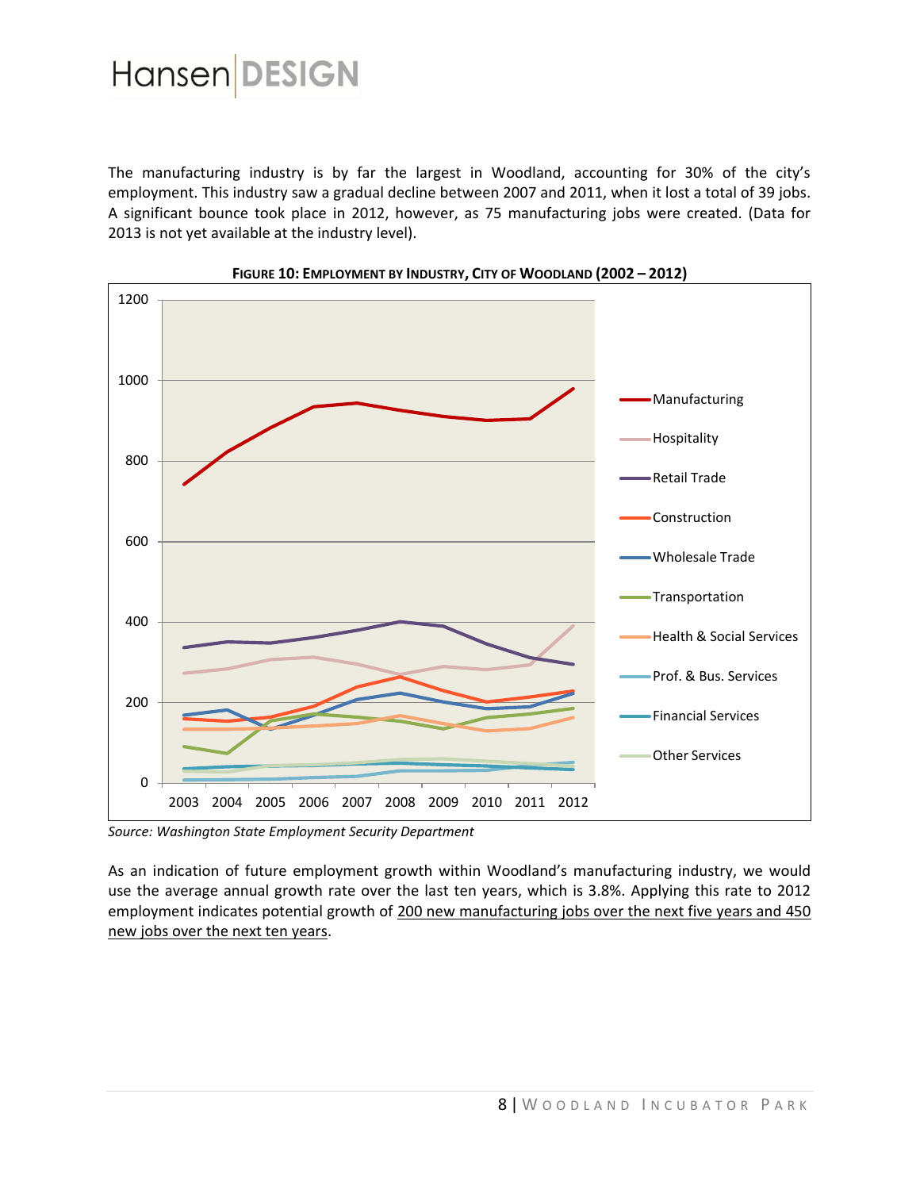The manufacturing industry is by far the largest in Woodland, accounting for 30% of the city's employment. This industry saw a gradual decline between 2007 and 2011, when it lost a total of 39 jobs. A significant bounce took place in 2012, however, as 75 manufacturing jobs were created. (Data for 2013 is not yet available at the industry level).

**FIGURE 10: EMPLOYMENT BY INDUSTRY, CITY OF WOODLAND (2002 – 2012)**

1200
1000
800
600
400
200
0

2003 2004 2005 2006 2007 2008 2009 2010 2011 2012

Manufacturing
Hospitality
Retail Trade
Construction
Wholesale Trade
Transportation
Health & Social Services
Prof. & Bus. Services
Financial Services
Other Services

*Source: Washington State Employment Security Department*

As an indication of future employment growth within Woodland's manufacturing industry, we would use the average annual growth rate over the last ten years, which is 3.8%. Applying this rate to 2012 employment indicates potential growth of <u>200 new manufacturing jobs over the next five years and 450 new jobs over the next ten years</u>.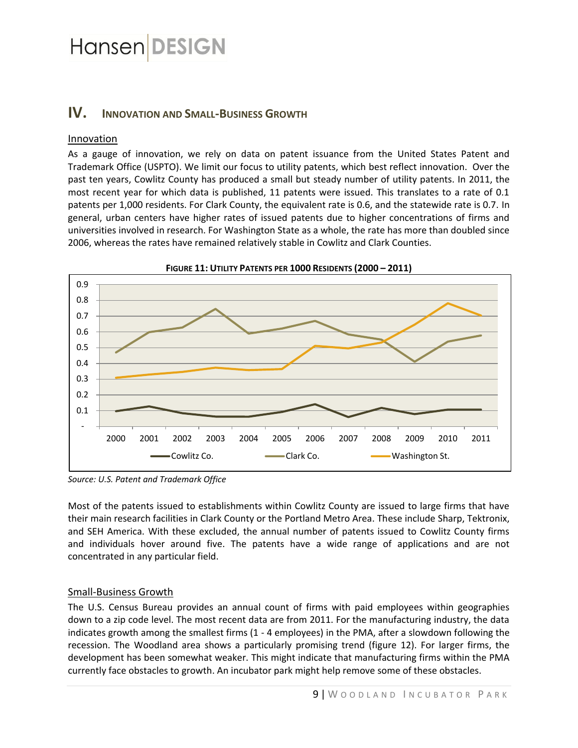## IV. Innovation and Small-Business Growth

### Innovation

As a gauge of innovation, we rely on data on patent issuance from the United States Patent and Trademark Office (USPTO). We limit our focus to utility patents, which best reflect innovation. Over the past ten years, Cowlitz County has produced a small but steady number of utility patents. In 2011, the most recent year for which data is published, 11 patents were issued. This translates to a rate of 0.1 patents per 1,000 residents. For Clark County, the equivalent rate is 0.6, and the statewide rate is 0.7. In general, urban centers have higher rates of issued patents due to higher concentrations of firms and universities involved in research. For Washington State as a whole, the rate has more than doubled since 2006, whereas the rates have remained relatively stable in Cowlitz and Clark Counties.

**Figure 11: Utility Patents per 1000 Residents (2000 – 2011)**

0.9
0.8
0.7
0.6
0.5
0.4
0.3
0.2
0.1
-

2000 2001 2002 2003 2004 2005 2006 2007 2008 2009 2010 2011

Cowlitz Co. Clark Co. Washington St.

*Source: U.S. Patent and Trademark Office*

Most of the patents issued to establishments within Cowlitz County are issued to large firms that have their main research facilities in Clark County or the Portland Metro Area. These include Sharp, Tektronix, and SEH America. With these excluded, the annual number of patents issued to Cowlitz County firms and individuals hover around five. The patents have a wide range of applications and are not concentrated in any particular field.

### Small-Business Growth

The U.S. Census Bureau provides an annual count of firms with paid employees within geographies down to a zip code level. The most recent data are from 2011. For the manufacturing industry, the data indicates growth among the smallest firms (1 - 4 employees) in the PMA, after a slowdown following the recession. The Woodland area shows a particularly promising trend (figure 12). For larger firms, the development has been somewhat weaker. This might indicate that manufacturing firms within the PMA currently face obstacles to growth. An incubator park might help remove some of these obstacles.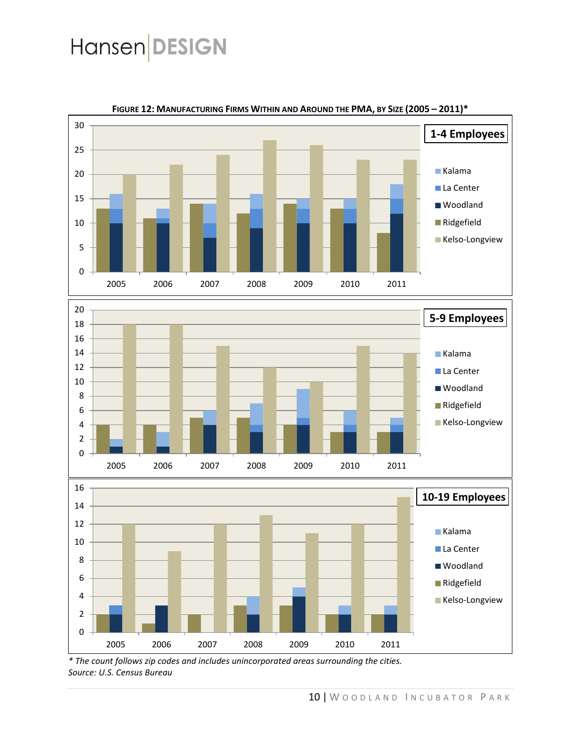**FIGURE 12: MANUFACTURING FIRMS WITHIN AND AROUND THE PMA, BY SIZE (2005 – 2011)***

**1-4 Employees**

30
25
20
15
10
5
0

2005 2006 2007 2008 2009 2010 2011

Kalama
La Center
Woodland
Ridgefield
Kelso-Longview

**5-9 Employees**

20
18
16
14
12
10
8
6
4
2
0

2005 2006 2007 2008 2009 2010 2011

Kalama
La Center
Woodland
Ridgefield
Kelso-Longview

**10-19 Employees**

16
14
12
10
8
6
4
2
0

2005 2006 2007 2008 2009 2010 2011

Kalama
La Center
Woodland
Ridgefield
Kelso-Longview

*\* The count follows zip codes and includes unincorporated areas surrounding the cities.*
*Source: U.S. Census Bureau*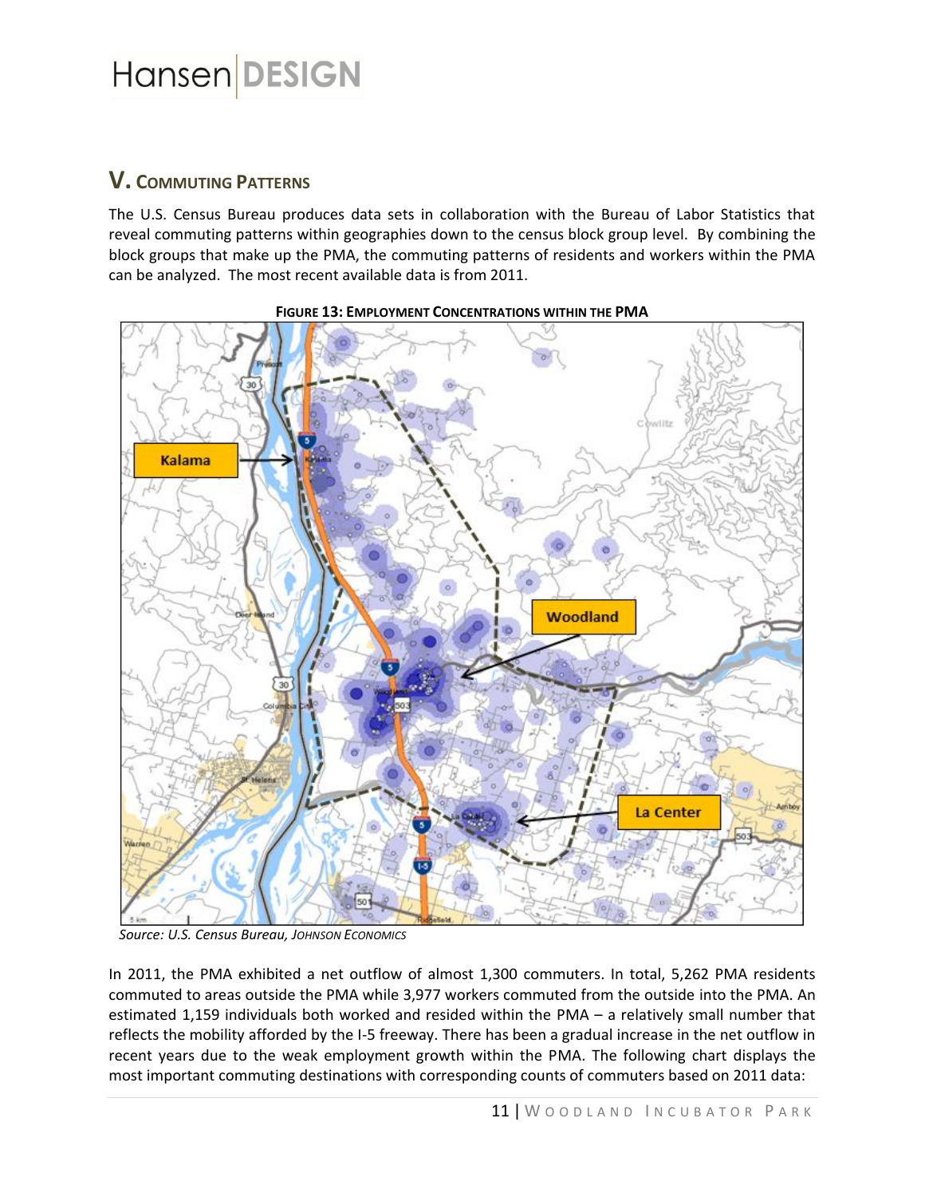## V. Commuting Patterns

The U.S. Census Bureau produces data sets in collaboration with the Bureau of Labor Statistics that reveal commuting patterns within geographies down to the census block group level. By combining the block groups that make up the PMA, the commuting patterns of residents and workers within the PMA can be analyzed. The most recent available data is from 2011.

**Figure 13: Employment Concentrations within the PMA**

Kalama

Woodland

La Center

*Source: U.S. Census Bureau, Johnson Economics*

In 2011, the PMA exhibited a net outflow of almost 1,300 commuters. In total, 5,262 PMA residents commuted to areas outside the PMA while 3,977 workers commuted from the outside into the PMA. An estimated 1,159 individuals both worked and resided within the PMA – a relatively small number that reflects the mobility afforded by the I-5 freeway. There has been a gradual increase in the net outflow in recent years due to the weak employment growth within the PMA. The following chart displays the most important commuting destinations with corresponding counts of commuters based on 2011 data: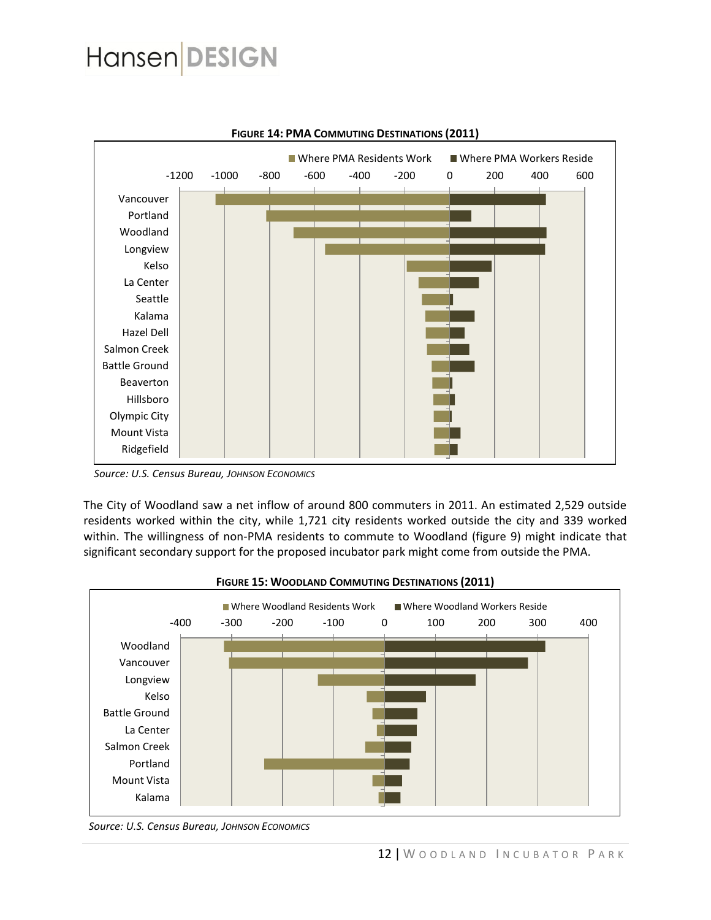**Figure 14: PMA Commuting Destinations (2011)**

Where PMA Residents Work
Where PMA Workers Reside

-1200
-1000
-800
-600
-400
-200
0
200
400
600

Vancouver
Portland
Woodland
Longview
Kelso
La Center
Seattle
Kalama
Hazel Dell
Salmon Creek
Battle Ground
Beaverton
Hillsboro
Olympic City
Mount Vista
Ridgefield

*Source: U.S. Census Bureau, Johnson Economics*

The City of Woodland saw a net inflow of around 800 commuters in 2011. An estimated 2,529 outside residents worked within the city, while 1,721 city residents worked outside the city and 339 worked within. The willingness of non-PMA residents to commute to Woodland (figure 9) might indicate that significant secondary support for the proposed incubator park might come from outside the PMA.

**Figure 15: Woodland Commuting Destinations (2011)**

Where Woodland Residents Work
Where Woodland Workers Reside

-400
-300
-200
-100
0
100
200
300
400

Woodland
Vancouver
Longview
Kelso
Battle Ground
La Center
Salmon Creek
Portland
Mount Vista
Kalama

*Source: U.S. Census Bureau, Johnson Economics*